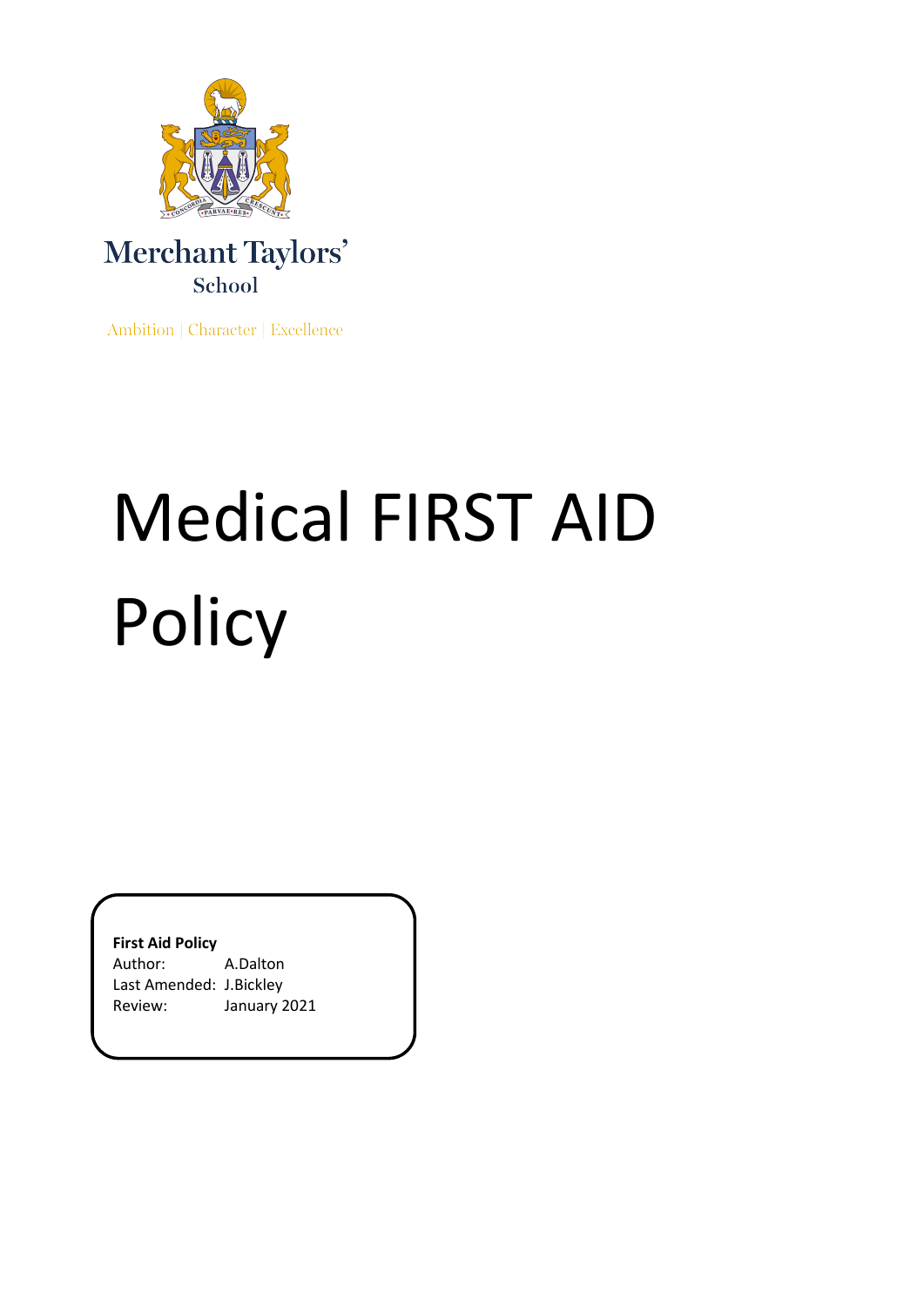Merchant Taylors'
School

Ambition | Character | Excellence

# Medical FIRST AID Policy

**First Aid Policy**
Author: A.Dalton
Last Amended: J.Bickley
Review: January 2021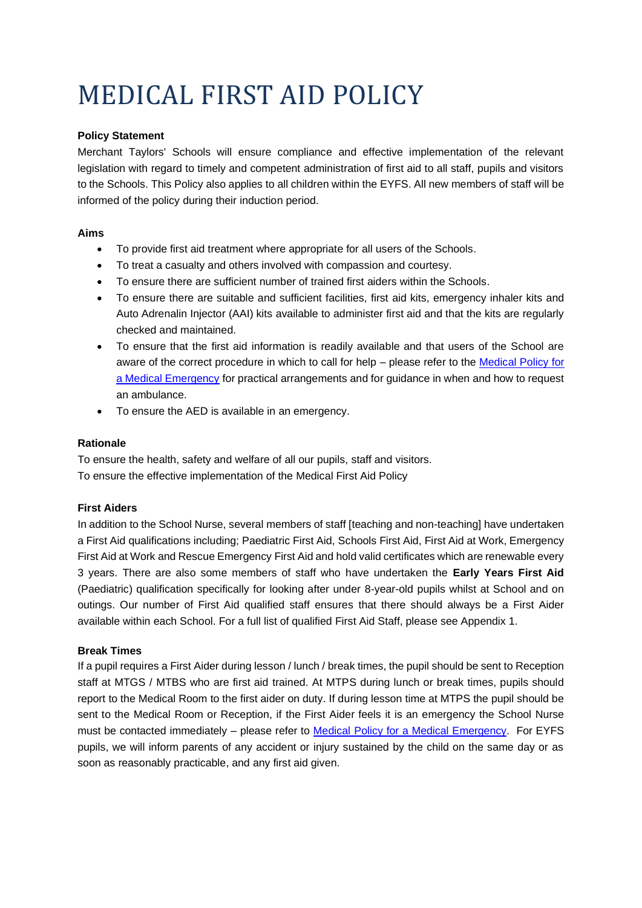# MEDICAL FIRST AID POLICY

**Policy Statement**

Merchant Taylors' Schools will ensure compliance and effective implementation of the relevant legislation with regard to timely and competent administration of first aid to all staff, pupils and visitors to the Schools. This Policy also applies to all children within the EYFS. All new members of staff will be informed of the policy during their induction period.

**Aims**

- To provide first aid treatment where appropriate for all users of the Schools.
- To treat a casualty and others involved with compassion and courtesy.
- To ensure there are sufficient number of trained first aiders within the Schools.
- To ensure there are suitable and sufficient facilities, first aid kits, emergency inhaler kits and Auto Adrenalin Injector (AAI) kits available to administer first aid and that the kits are regularly checked and maintained.
- To ensure that the first aid information is readily available and that users of the School are aware of the correct procedure in which to call for help – please refer to the Medical Policy for a Medical Emergency for practical arrangements and for guidance in when and how to request an ambulance.
- To ensure the AED is available in an emergency.

**Rationale**

To ensure the health, safety and welfare of all our pupils, staff and visitors.
To ensure the effective implementation of the Medical First Aid Policy

**First Aiders**

In addition to the School Nurse, several members of staff [teaching and non-teaching] have undertaken a First Aid qualifications including; Paediatric First Aid, Schools First Aid, First Aid at Work, Emergency First Aid at Work and Rescue Emergency First Aid and hold valid certificates which are renewable every 3 years. There are also some members of staff who have undertaken the **Early Years First Aid** (Paediatric) qualification specifically for looking after under 8-year-old pupils whilst at School and on outings. Our number of First Aid qualified staff ensures that there should always be a First Aider available within each School. For a full list of qualified First Aid Staff, please see Appendix 1.

**Break Times**

If a pupil requires a First Aider during lesson / lunch / break times, the pupil should be sent to Reception staff at MTGS / MTBS who are first aid trained. At MTPS during lunch or break times, pupils should report to the Medical Room to the first aider on duty. If during lesson time at MTPS the pupil should be sent to the Medical Room or Reception, if the First Aider feels it is an emergency the School Nurse must be contacted immediately – please refer to Medical Policy for a Medical Emergency. For EYFS pupils, we will inform parents of any accident or injury sustained by the child on the same day or as soon as reasonably practicable, and any first aid given.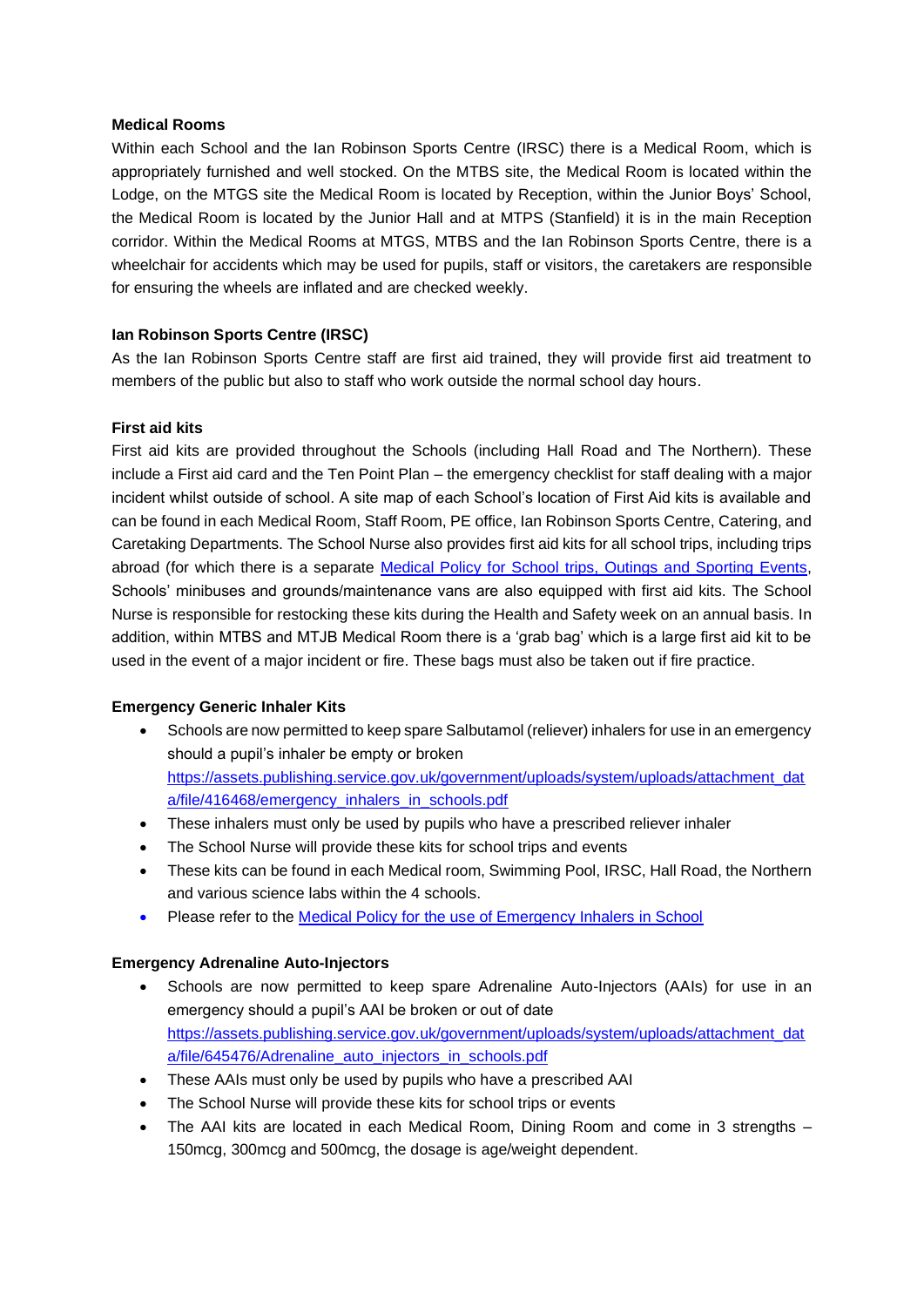**Medical Rooms**

Within each School and the Ian Robinson Sports Centre (IRSC) there is a Medical Room, which is appropriately furnished and well stocked. On the MTBS site, the Medical Room is located within the Lodge, on the MTGS site the Medical Room is located by Reception, within the Junior Boys' School, the Medical Room is located by the Junior Hall and at MTPS (Stanfield) it is in the main Reception corridor. Within the Medical Rooms at MTGS, MTBS and the Ian Robinson Sports Centre, there is a wheelchair for accidents which may be used for pupils, staff or visitors, the caretakers are responsible for ensuring the wheels are inflated and are checked weekly.

**Ian Robinson Sports Centre (IRSC)**

As the Ian Robinson Sports Centre staff are first aid trained, they will provide first aid treatment to members of the public but also to staff who work outside the normal school day hours.

**First aid kits**

First aid kits are provided throughout the Schools (including Hall Road and The Northern). These include a First aid card and the Ten Point Plan – the emergency checklist for staff dealing with a major incident whilst outside of school. A site map of each School's location of First Aid kits is available and can be found in each Medical Room, Staff Room, PE office, Ian Robinson Sports Centre, Catering, and Caretaking Departments. The School Nurse also provides first aid kits for all school trips, including trips abroad (for which there is a separate Medical Policy for School trips, Outings and Sporting Events, Schools' minibuses and grounds/maintenance vans are also equipped with first aid kits. The School Nurse is responsible for restocking these kits during the Health and Safety week on an annual basis. In addition, within MTBS and MTJB Medical Room there is a 'grab bag' which is a large first aid kit to be used in the event of a major incident or fire. These bags must also be taken out if fire practice.

**Emergency Generic Inhaler Kits**

- Schools are now permitted to keep spare Salbutamol (reliever) inhalers for use in an emergency should a pupil's inhaler be empty or broken https://assets.publishing.service.gov.uk/government/uploads/system/uploads/attachment_data/file/416468/emergency_inhalers_in_schools.pdf
- These inhalers must only be used by pupils who have a prescribed reliever inhaler
- The School Nurse will provide these kits for school trips and events
- These kits can be found in each Medical room, Swimming Pool, IRSC, Hall Road, the Northern and various science labs within the 4 schools.
- Please refer to the Medical Policy for the use of Emergency Inhalers in School

**Emergency Adrenaline Auto-Injectors**

- Schools are now permitted to keep spare Adrenaline Auto-Injectors (AAIs) for use in an emergency should a pupil's AAI be broken or out of date https://assets.publishing.service.gov.uk/government/uploads/system/uploads/attachment_data/file/645476/Adrenaline_auto_injectors_in_schools.pdf
- These AAIs must only be used by pupils who have a prescribed AAI
- The School Nurse will provide these kits for school trips or events
- The AAI kits are located in each Medical Room, Dining Room and come in 3 strengths – 150mcg, 300mcg and 500mcg, the dosage is age/weight dependent.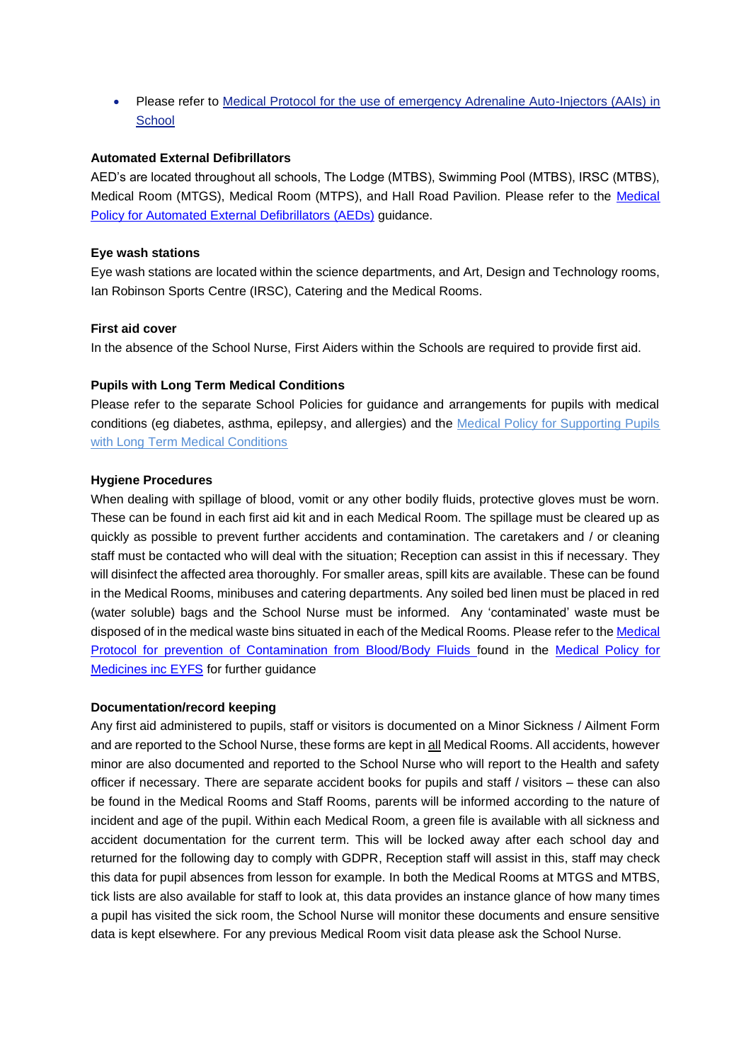- Please refer to Medical Protocol for the use of emergency Adrenaline Auto-Injectors (AAIs) in School

**Automated External Defibrillators**

AED's are located throughout all schools, The Lodge (MTBS), Swimming Pool (MTBS), IRSC (MTBS), Medical Room (MTGS), Medical Room (MTPS), and Hall Road Pavilion. Please refer to the Medical Policy for Automated External Defibrillators (AEDs) guidance.

**Eye wash stations**

Eye wash stations are located within the science departments, and Art, Design and Technology rooms, Ian Robinson Sports Centre (IRSC), Catering and the Medical Rooms.

**First aid cover**

In the absence of the School Nurse, First Aiders within the Schools are required to provide first aid.

**Pupils with Long Term Medical Conditions**

Please refer to the separate School Policies for guidance and arrangements for pupils with medical conditions (eg diabetes, asthma, epilepsy, and allergies) and the Medical Policy for Supporting Pupils with Long Term Medical Conditions

**Hygiene Procedures**

When dealing with spillage of blood, vomit or any other bodily fluids, protective gloves must be worn. These can be found in each first aid kit and in each Medical Room. The spillage must be cleared up as quickly as possible to prevent further accidents and contamination. The caretakers and / or cleaning staff must be contacted who will deal with the situation; Reception can assist in this if necessary. They will disinfect the affected area thoroughly. For smaller areas, spill kits are available. These can be found in the Medical Rooms, minibuses and catering departments. Any soiled bed linen must be placed in red (water soluble) bags and the School Nurse must be informed. Any 'contaminated' waste must be disposed of in the medical waste bins situated in each of the Medical Rooms. Please refer to the Medical Protocol for prevention of Contamination from Blood/Body Fluids found in the Medical Policy for Medicines inc EYFS for further guidance

**Documentation/record keeping**

Any first aid administered to pupils, staff or visitors is documented on a Minor Sickness / Ailment Form and are reported to the School Nurse, these forms are kept in all Medical Rooms. All accidents, however minor are also documented and reported to the School Nurse who will report to the Health and safety officer if necessary. There are separate accident books for pupils and staff / visitors – these can also be found in the Medical Rooms and Staff Rooms, parents will be informed according to the nature of incident and age of the pupil. Within each Medical Room, a green file is available with all sickness and accident documentation for the current term. This will be locked away after each school day and returned for the following day to comply with GDPR, Reception staff will assist in this, staff may check this data for pupil absences from lesson for example. In both the Medical Rooms at MTGS and MTBS, tick lists are also available for staff to look at, this data provides an instance glance of how many times a pupil has visited the sick room, the School Nurse will monitor these documents and ensure sensitive data is kept elsewhere. For any previous Medical Room visit data please ask the School Nurse.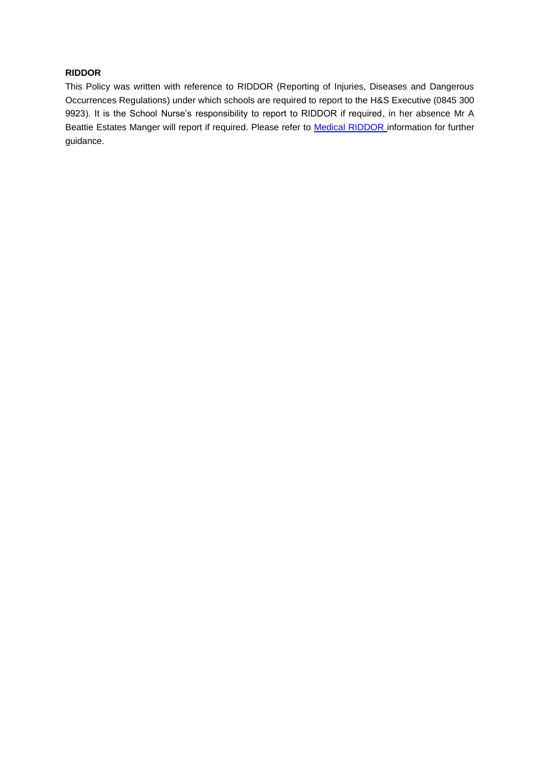**RIDDOR**

This Policy was written with reference to RIDDOR (Reporting of Injuries, Diseases and Dangerous Occurrences Regulations) under which schools are required to report to the H&S Executive (0845 300 9923). It is the School Nurse's responsibility to report to RIDDOR if required, in her absence Mr A Beattie Estates Manger will report if required. Please refer to Medical RIDDOR information for further guidance.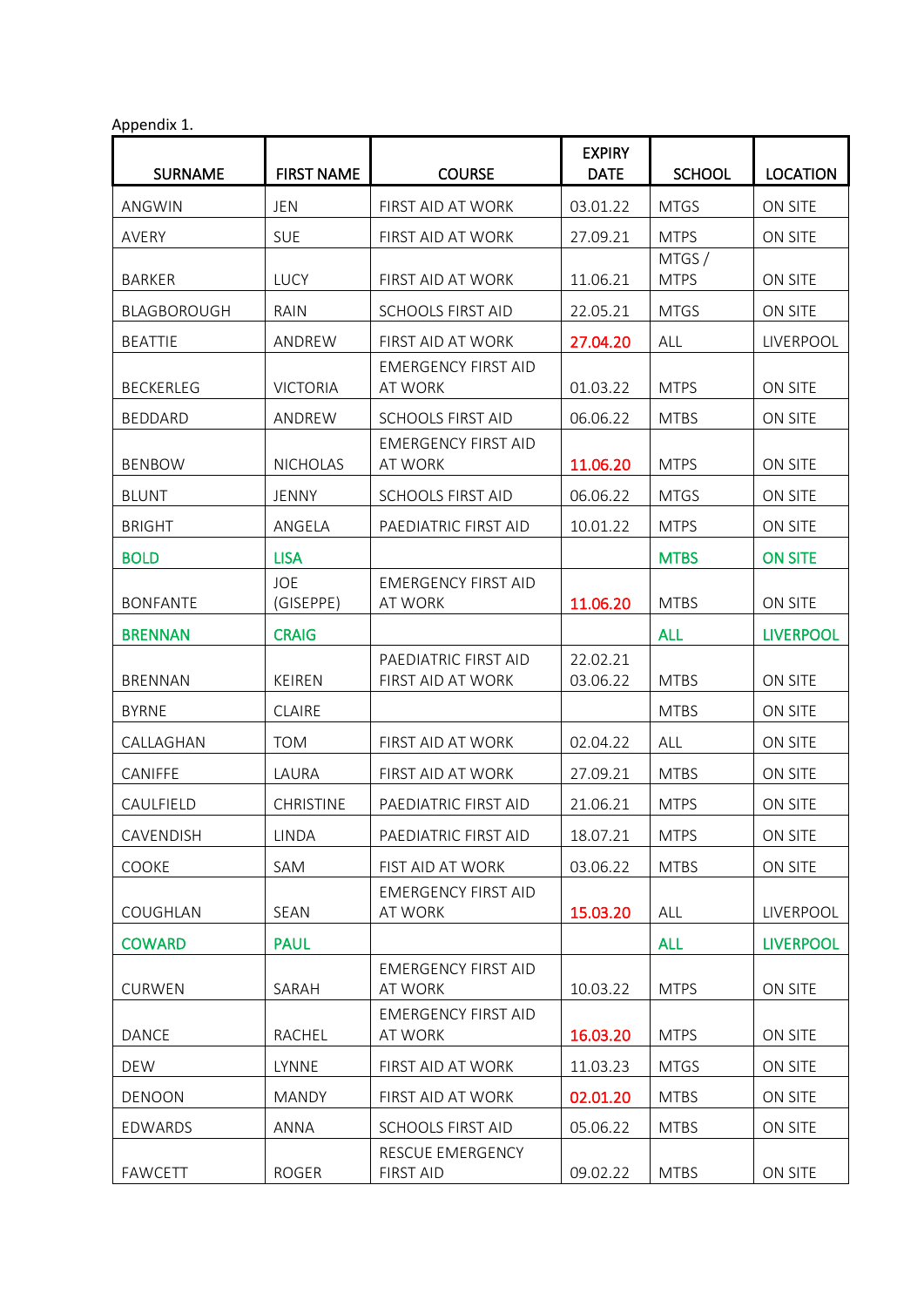Appendix 1.

| SURNAME | FIRST NAME | COURSE | EXPIRY DATE | SCHOOL | LOCATION |
|---|---|---|---|---|---|
| ANGWIN | JEN | FIRST AID AT WORK | 03.01.22 | MTGS | ON SITE |
| AVERY | SUE | FIRST AID AT WORK | 27.09.21 | MTPS | ON SITE |
| BARKER | LUCY | FIRST AID AT WORK | 11.06.21 | MTGS / MTPS | ON SITE |
| BLAGBOROUGH | RAIN | SCHOOLS FIRST AID | 22.05.21 | MTGS | ON SITE |
| BEATTIE | ANDREW | FIRST AID AT WORK | 27.04.20 | ALL | LIVERPOOL |
| BECKERLEG | VICTORIA | EMERGENCY FIRST AID AT WORK | 01.03.22 | MTPS | ON SITE |
| BEDDARD | ANDREW | SCHOOLS FIRST AID | 06.06.22 | MTBS | ON SITE |
| BENBOW | NICHOLAS | EMERGENCY FIRST AID AT WORK | 11.06.20 | MTPS | ON SITE |
| BLUNT | JENNY | SCHOOLS FIRST AID | 06.06.22 | MTGS | ON SITE |
| BRIGHT | ANGELA | PAEDIATRIC FIRST AID | 10.01.22 | MTPS | ON SITE |
| BOLD | LISA | | | MTBS | ON SITE |
| BONFANTE | JOE (GISEPPE) | EMERGENCY FIRST AID AT WORK | 11.06.20 | MTBS | ON SITE |
| BRENNAN | CRAIG | | | ALL | LIVERPOOL |
| BRENNAN | KEIREN | PAEDIATRIC FIRST AID<br>FIRST AID AT WORK | 22.02.21<br>03.06.22 | MTBS | ON SITE |
| BYRNE | CLAIRE | | | MTBS | ON SITE |
| CALLAGHAN | TOM | FIRST AID AT WORK | 02.04.22 | ALL | ON SITE |
| CANIFFE | LAURA | FIRST AID AT WORK | 27.09.21 | MTBS | ON SITE |
| CAULFIELD | CHRISTINE | PAEDIATRIC FIRST AID | 21.06.21 | MTPS | ON SITE |
| CAVENDISH | LINDA | PAEDIATRIC FIRST AID | 18.07.21 | MTPS | ON SITE |
| COOKE | SAM | FIST AID AT WORK | 03.06.22 | MTBS | ON SITE |
| COUGHLAN | SEAN | EMERGENCY FIRST AID AT WORK | 15.03.20 | ALL | LIVERPOOL |
| COWARD | PAUL | | | ALL | LIVERPOOL |
| CURWEN | SARAH | EMERGENCY FIRST AID AT WORK | 10.03.22 | MTPS | ON SITE |
| DANCE | RACHEL | EMERGENCY FIRST AID AT WORK | 16.03.20 | MTPS | ON SITE |
| DEW | LYNNE | FIRST AID AT WORK | 11.03.23 | MTGS | ON SITE |
| DENOON | MANDY | FIRST AID AT WORK | 02.01.20 | MTBS | ON SITE |
| EDWARDS | ANNA | SCHOOLS FIRST AID | 05.06.22 | MTBS | ON SITE |
| FAWCETT | ROGER | RESCUE EMERGENCY FIRST AID | 09.02.22 | MTBS | ON SITE |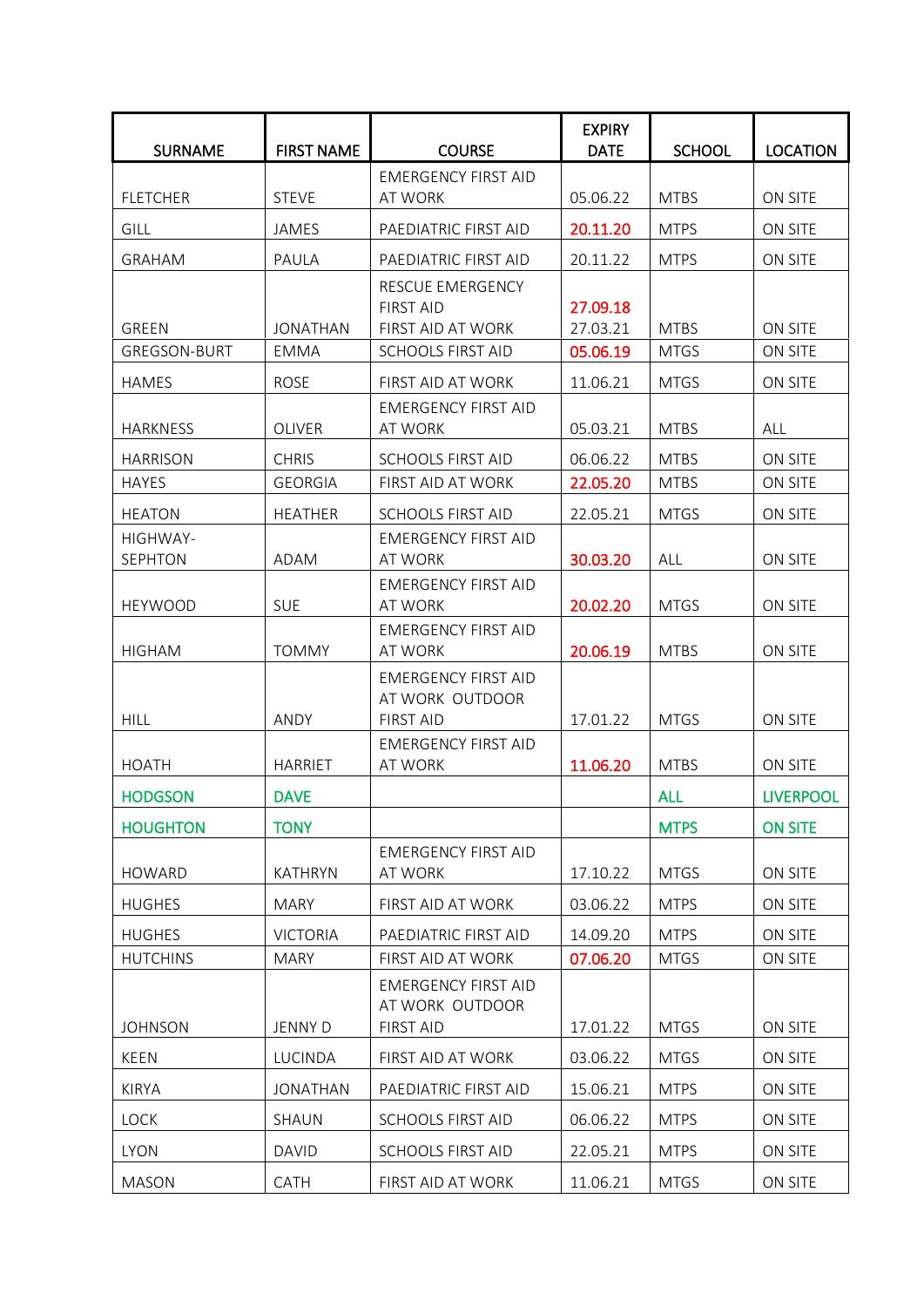| SURNAME | FIRST NAME | COURSE | EXPIRY DATE | SCHOOL | LOCATION |
|---|---|---|---|---|---|
| FLETCHER | STEVE | EMERGENCY FIRST AID AT WORK | 05.06.22 | MTBS | ON SITE |
| GILL | JAMES | PAEDIATRIC FIRST AID | 20.11.20 | MTPS | ON SITE |
| GRAHAM | PAULA | PAEDIATRIC FIRST AID | 20.11.22 | MTPS | ON SITE |
| GREEN | JONATHAN | RESCUE EMERGENCY FIRST AID<br>FIRST AID AT WORK | 27.09.18<br>27.03.21 | MTBS | ON SITE |
| GREGSON-BURT | EMMA | SCHOOLS FIRST AID | 05.06.19 | MTGS | ON SITE |
| HAMES | ROSE | FIRST AID AT WORK | 11.06.21 | MTGS | ON SITE |
| HARKNESS | OLIVER | EMERGENCY FIRST AID AT WORK | 05.03.21 | MTBS | ALL |
| HARRISON | CHRIS | SCHOOLS FIRST AID | 06.06.22 | MTBS | ON SITE |
| HAYES | GEORGIA | FIRST AID AT WORK | 22.05.20 | MTBS | ON SITE |
| HEATON | HEATHER | SCHOOLS FIRST AID | 22.05.21 | MTGS | ON SITE |
| HIGHWAY-SEPHTON | ADAM | EMERGENCY FIRST AID AT WORK | 30.03.20 | ALL | ON SITE |
| HEYWOOD | SUE | EMERGENCY FIRST AID AT WORK | 20.02.20 | MTGS | ON SITE |
| HIGHAM | TOMMY | EMERGENCY FIRST AID AT WORK | 20.06.19 | MTBS | ON SITE |
| HILL | ANDY | EMERGENCY FIRST AID AT WORK OUTDOOR FIRST AID | 17.01.22 | MTGS | ON SITE |
| HOATH | HARRIET | EMERGENCY FIRST AID AT WORK | 11.06.20 | MTBS | ON SITE |
| HODGSON | DAVE | | | ALL | LIVERPOOL |
| HOUGHTON | TONY | | | MTPS | ON SITE |
| HOWARD | KATHRYN | EMERGENCY FIRST AID AT WORK | 17.10.22 | MTGS | ON SITE |
| HUGHES | MARY | FIRST AID AT WORK | 03.06.22 | MTPS | ON SITE |
| HUGHES | VICTORIA | PAEDIATRIC FIRST AID | 14.09.20 | MTPS | ON SITE |
| HUTCHINS | MARY | FIRST AID AT WORK | 07.06.20 | MTGS | ON SITE |
| JOHNSON | JENNY D | EMERGENCY FIRST AID AT WORK OUTDOOR FIRST AID | 17.01.22 | MTGS | ON SITE |
| KEEN | LUCINDA | FIRST AID AT WORK | 03.06.22 | MTGS | ON SITE |
| KIRYA | JONATHAN | PAEDIATRIC FIRST AID | 15.06.21 | MTPS | ON SITE |
| LOCK | SHAUN | SCHOOLS FIRST AID | 06.06.22 | MTPS | ON SITE |
| LYON | DAVID | SCHOOLS FIRST AID | 22.05.21 | MTPS | ON SITE |
| MASON | CATH | FIRST AID AT WORK | 11.06.21 | MTGS | ON SITE |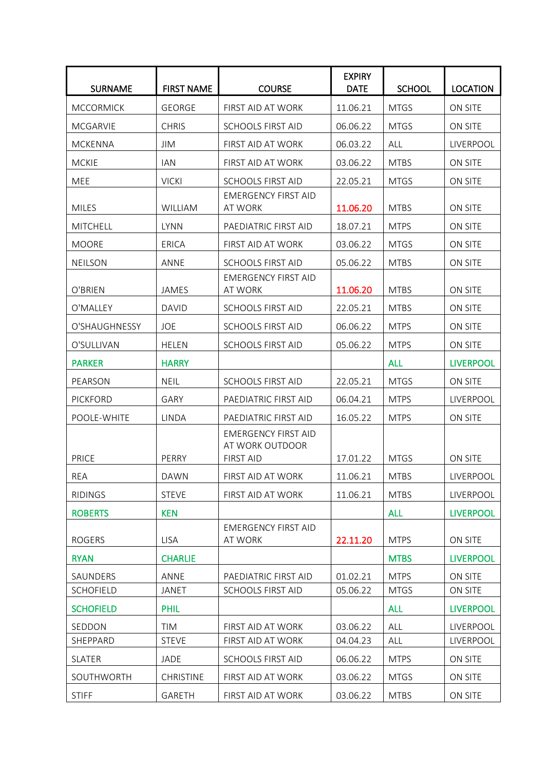| SURNAME | FIRST NAME | COURSE | EXPIRY DATE | SCHOOL | LOCATION |
|---|---|---|---|---|---|
| MCCORMICK | GEORGE | FIRST AID AT WORK | 11.06.21 | MTGS | ON SITE |
| MCGARVIE | CHRIS | SCHOOLS FIRST AID | 06.06.22 | MTGS | ON SITE |
| MCKENNA | JIM | FIRST AID AT WORK | 06.03.22 | ALL | LIVERPOOL |
| MCKIE | IAN | FIRST AID AT WORK | 03.06.22 | MTBS | ON SITE |
| MEE | VICKI | SCHOOLS FIRST AID | 22.05.21 | MTGS | ON SITE |
| MILES | WILLIAM | EMERGENCY FIRST AID AT WORK | 11.06.20 | MTBS | ON SITE |
| MITCHELL | LYNN | PAEDIATRIC FIRST AID | 18.07.21 | MTPS | ON SITE |
| MOORE | ERICA | FIRST AID AT WORK | 03.06.22 | MTGS | ON SITE |
| NEILSON | ANNE | SCHOOLS FIRST AID | 05.06.22 | MTBS | ON SITE |
| O'BRIEN | JAMES | EMERGENCY FIRST AID AT WORK | 11.06.20 | MTBS | ON SITE |
| O'MALLEY | DAVID | SCHOOLS FIRST AID | 22.05.21 | MTBS | ON SITE |
| O'SHAUGHNESSY | JOE | SCHOOLS FIRST AID | 06.06.22 | MTPS | ON SITE |
| O'SULLIVAN | HELEN | SCHOOLS FIRST AID | 05.06.22 | MTPS | ON SITE |
| PARKER | HARRY | | | ALL | LIVERPOOL |
| PEARSON | NEIL | SCHOOLS FIRST AID | 22.05.21 | MTGS | ON SITE |
| PICKFORD | GARY | PAEDIATRIC FIRST AID | 06.04.21 | MTPS | LIVERPOOL |
| POOLE-WHITE | LINDA | PAEDIATRIC FIRST AID | 16.05.22 | MTPS | ON SITE |
| PRICE | PERRY | EMERGENCY FIRST AID AT WORK OUTDOOR FIRST AID | 17.01.22 | MTGS | ON SITE |
| REA | DAWN | FIRST AID AT WORK | 11.06.21 | MTBS | LIVERPOOL |
| RIDINGS | STEVE | FIRST AID AT WORK | 11.06.21 | MTBS | LIVERPOOL |
| ROBERTS | KEN | | | ALL | LIVERPOOL |
| ROGERS | LISA | EMERGENCY FIRST AID AT WORK | 22.11.20 | MTPS | ON SITE |
| RYAN | CHARLIE | | | MTBS | LIVERPOOL |
| SAUNDERS | ANNE | PAEDIATRIC FIRST AID | 01.02.21 | MTPS | ON SITE |
| SCHOFIELD | JANET | SCHOOLS FIRST AID | 05.06.22 | MTGS | ON SITE |
| SCHOFIELD | PHIL | | | ALL | LIVERPOOL |
| SEDDON | TIM | FIRST AID AT WORK | 03.06.22 | ALL | LIVERPOOL |
| SHEPPARD | STEVE | FIRST AID AT WORK | 04.04.23 | ALL | LIVERPOOL |
| SLATER | JADE | SCHOOLS FIRST AID | 06.06.22 | MTPS | ON SITE |
| SOUTHWORTH | CHRISTINE | FIRST AID AT WORK | 03.06.22 | MTGS | ON SITE |
| STIFF | GARETH | FIRST AID AT WORK | 03.06.22 | MTBS | ON SITE |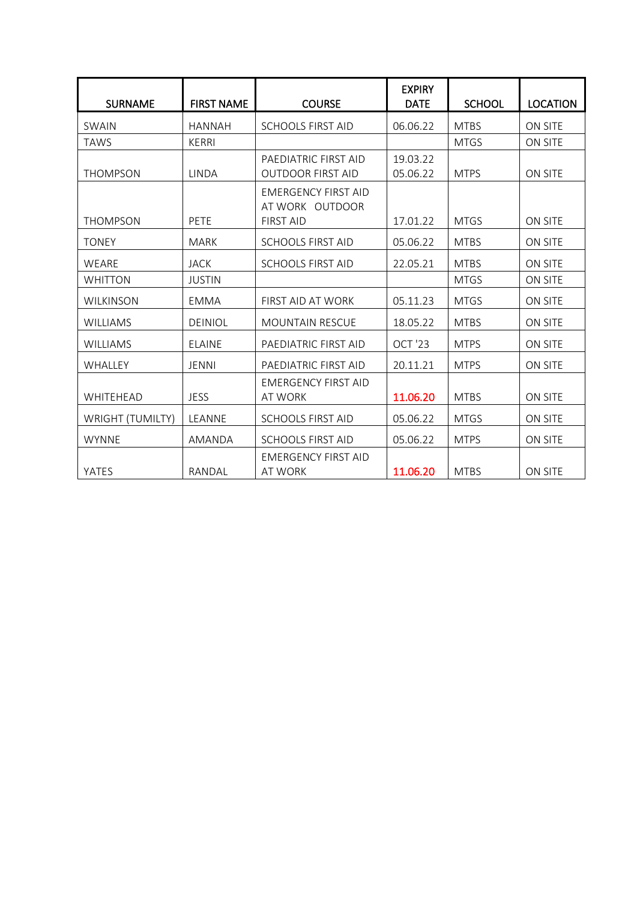| SURNAME | FIRST NAME | COURSE | EXPIRY DATE | SCHOOL | LOCATION |
|---|---|---|---|---|---|
| SWAIN | HANNAH | SCHOOLS FIRST AID | 06.06.22 | MTBS | ON SITE |
| TAWS | KERRI | | | MTGS | ON SITE |
| THOMPSON | LINDA | PAEDIATRIC FIRST AID OUTDOOR FIRST AID | 19.03.22 05.06.22 | MTPS | ON SITE |
| THOMPSON | PETE | EMERGENCY FIRST AID AT WORK OUTDOOR FIRST AID | 17.01.22 | MTGS | ON SITE |
| TONEY | MARK | SCHOOLS FIRST AID | 05.06.22 | MTBS | ON SITE |
| WEARE | JACK | SCHOOLS FIRST AID | 22.05.21 | MTBS | ON SITE |
| WHITTON | JUSTIN | | | MTGS | ON SITE |
| WILKINSON | EMMA | FIRST AID AT WORK | 05.11.23 | MTGS | ON SITE |
| WILLIAMS | DEINIOL | MOUNTAIN RESCUE | 18.05.22 | MTBS | ON SITE |
| WILLIAMS | ELAINE | PAEDIATRIC FIRST AID | OCT '23 | MTPS | ON SITE |
| WHALLEY | JENNI | PAEDIATRIC FIRST AID | 20.11.21 | MTPS | ON SITE |
| WHITEHEAD | JESS | EMERGENCY FIRST AID AT WORK | 11.06.20 | MTBS | ON SITE |
| WRIGHT (TUMILTY) | LEANNE | SCHOOLS FIRST AID | 05.06.22 | MTGS | ON SITE |
| WYNNE | AMANDA | SCHOOLS FIRST AID | 05.06.22 | MTPS | ON SITE |
| YATES | RANDAL | EMERGENCY FIRST AID AT WORK | 11.06.20 | MTBS | ON SITE |